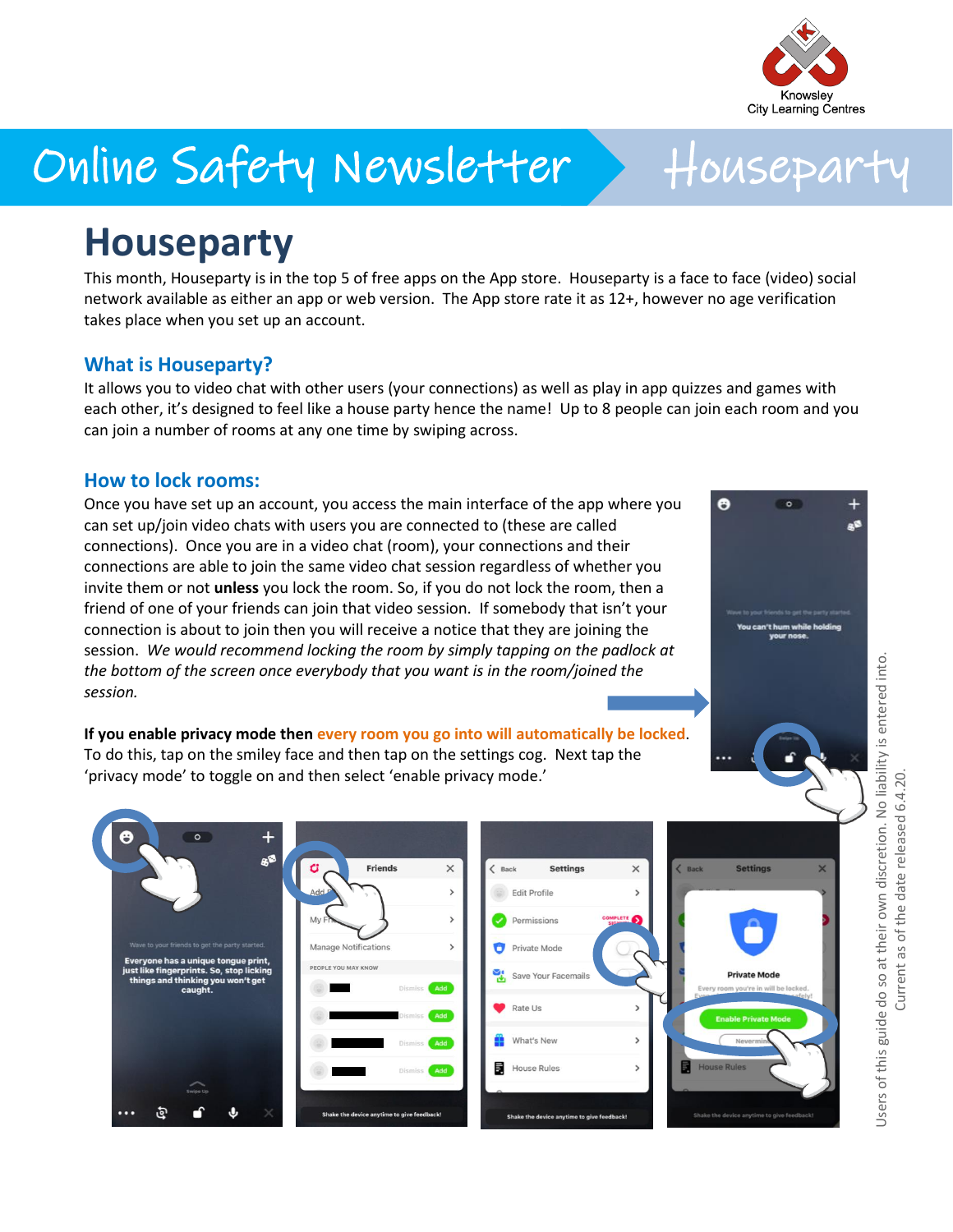Knowsley City Learning Centres

# Online Safety Newsletter — Houseparty

## Houseparty

This month, Houseparty is in the top 5 of free apps on the App store. Houseparty is a face to face (video) social network available as either an app or web version. The App store rate it as 12+, however no age verification takes place when you set up an account.

### What is Houseparty?

It allows you to video chat with other users (your connections) as well as play in app quizzes and games with each other, it's designed to feel like a house party hence the name! Up to 8 people can join each room and you can join a number of rooms at any one time by swiping across.

### How to lock rooms:

Once you have set up an account, you access the main interface of the app where you can set up/join video chats with users you are connected to (these are called connections). Once you are in a video chat (room), your connections and their connections are able to join the same video chat session regardless of whether you invite them or not **unless** you lock the room. So, if you do not lock the room, then a friend of one of your friends can join that video session. If somebody that isn't your connection is about to join then you will receive a notice that they are joining the session. *We would recommend locking the room by simply tapping on the padlock at the bottom of the screen once everybody that you want is in the room/joined the session.*

**If you enable privacy mode then** every room you go into will automatically be locked. To do this, tap on the smiley face and then tap on the settings cog. Next tap the 'privacy mode' to toggle on and then select 'enable privacy mode.'

Users of this guide do so at their own discretion. No liability is entered into. Current as of the date released 6.4.20.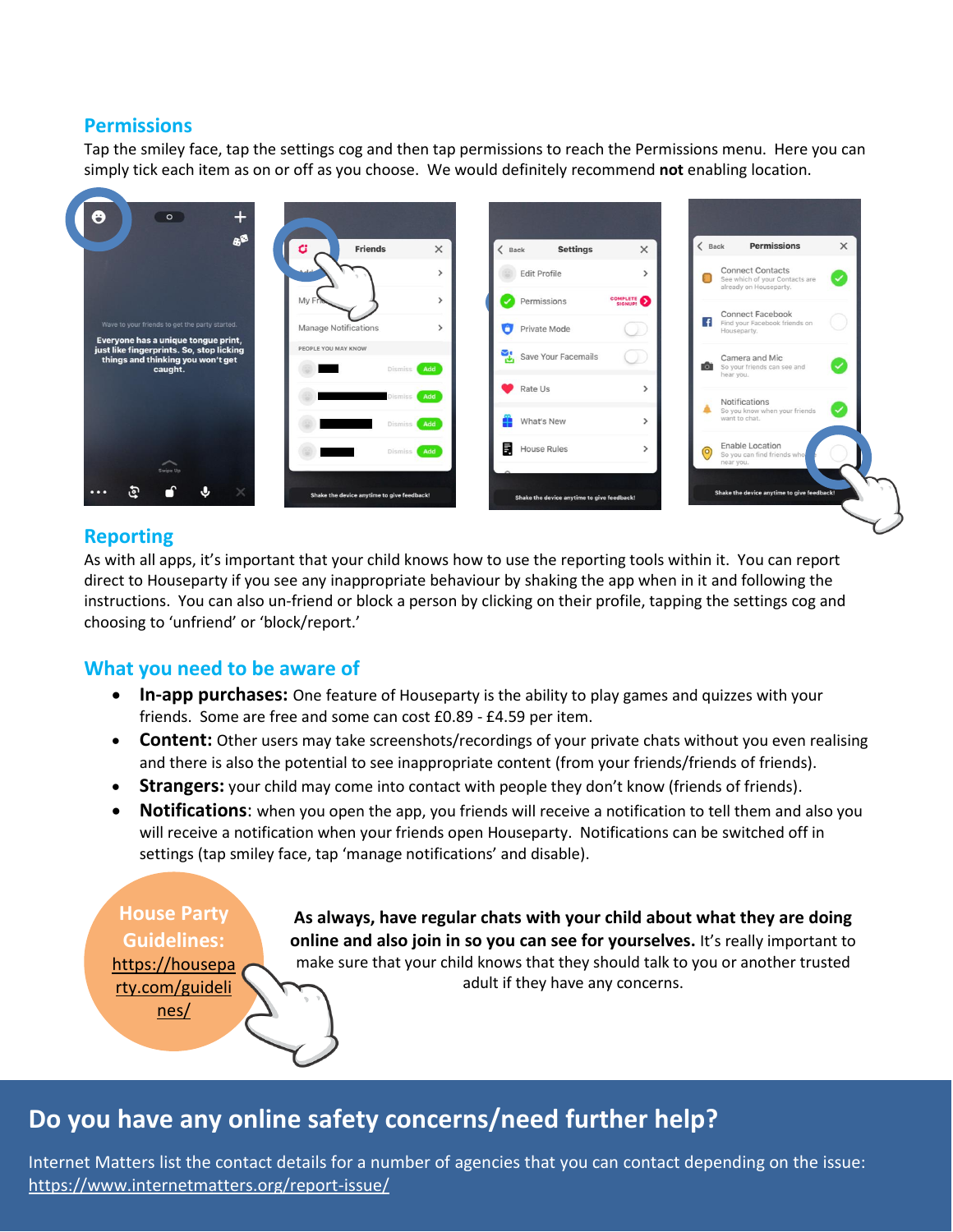## Permissions

Tap the smiley face, tap the settings cog and then tap permissions to reach the Permissions menu. Here you can simply tick each item as on or off as you choose. We would definitely recommend **not** enabling location.

## Reporting

As with all apps, it's important that your child knows how to use the reporting tools within it. You can report direct to Houseparty if you see any inappropriate behaviour by shaking the app when in it and following the instructions. You can also un-friend or block a person by clicking on their profile, tapping the settings cog and choosing to 'unfriend' or 'block/report.'

## What you need to be aware of

- **In-app purchases:** One feature of Houseparty is the ability to play games and quizzes with your friends. Some are free and some can cost £0.89 - £4.59 per item.
- **Content:** Other users may take screenshots/recordings of your private chats without you even realising and there is also the potential to see inappropriate content (from your friends/friends of friends).
- **Strangers:** your child may come into contact with people they don't know (friends of friends).
- **Notifications**: when you open the app, you friends will receive a notification to tell them and also you will receive a notification when your friends open Houseparty. Notifications can be switched off in settings (tap smiley face, tap 'manage notifications' and disable).

**House Party Guidelines:**
https://houseparty.com/guidelines/

**As always, have regular chats with your child about what they are doing online and also join in so you can see for yourselves.** It's really important to make sure that your child knows that they should talk to you or another trusted adult if they have any concerns.

## Do you have any online safety concerns/need further help?

Internet Matters list the contact details for a number of agencies that you can contact depending on the issue: https://www.internetmatters.org/report-issue/